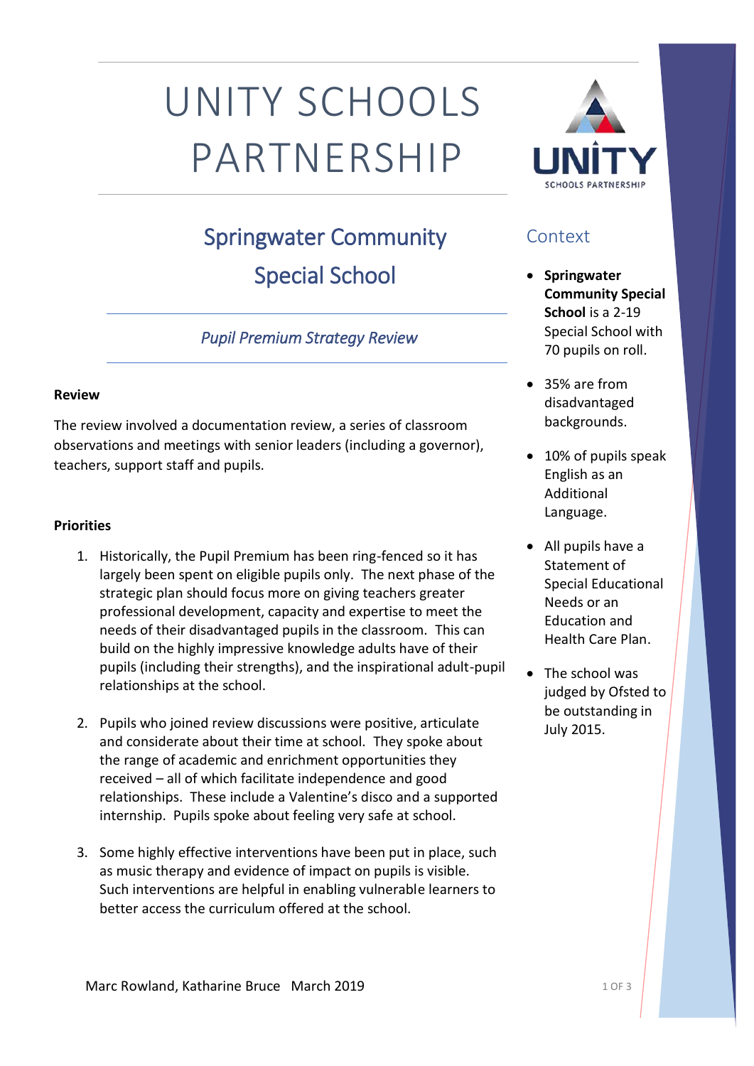# UNITY SCHOOLS PARTNERSHIP

## Springwater Community Special School

*Pupil Premium Strategy Review*

**Review**

The review involved a documentation review, a series of classroom observations and meetings with senior leaders (including a governor), teachers, support staff and pupils.

**Priorities**

1. Historically, the Pupil Premium has been ring-fenced so it has largely been spent on eligible pupils only. The next phase of the strategic plan should focus more on giving teachers greater professional development, capacity and expertise to meet the needs of their disadvantaged pupils in the classroom. This can build on the highly impressive knowledge adults have of their pupils (including their strengths), and the inspirational adult-pupil relationships at the school.

2. Pupils who joined review discussions were positive, articulate and considerate about their time at school. They spoke about the range of academic and enrichment opportunities they received – all of which facilitate independence and good relationships. These include a Valentine's disco and a supported internship. Pupils spoke about feeling very safe at school.

3. Some highly effective interventions have been put in place, such as music therapy and evidence of impact on pupils is visible. Such interventions are helpful in enabling vulnerable learners to better access the curriculum offered at the school.

## Context

- **Springwater Community Special School** is a 2-19 Special School with 70 pupils on roll.
- 35% are from disadvantaged backgrounds.
- 10% of pupils speak English as an Additional Language.
- All pupils have a Statement of Special Educational Needs or an Education and Health Care Plan.
- The school was judged by Ofsted to be outstanding in July 2015.

Marc Rowland, Katharine Bruce March 2019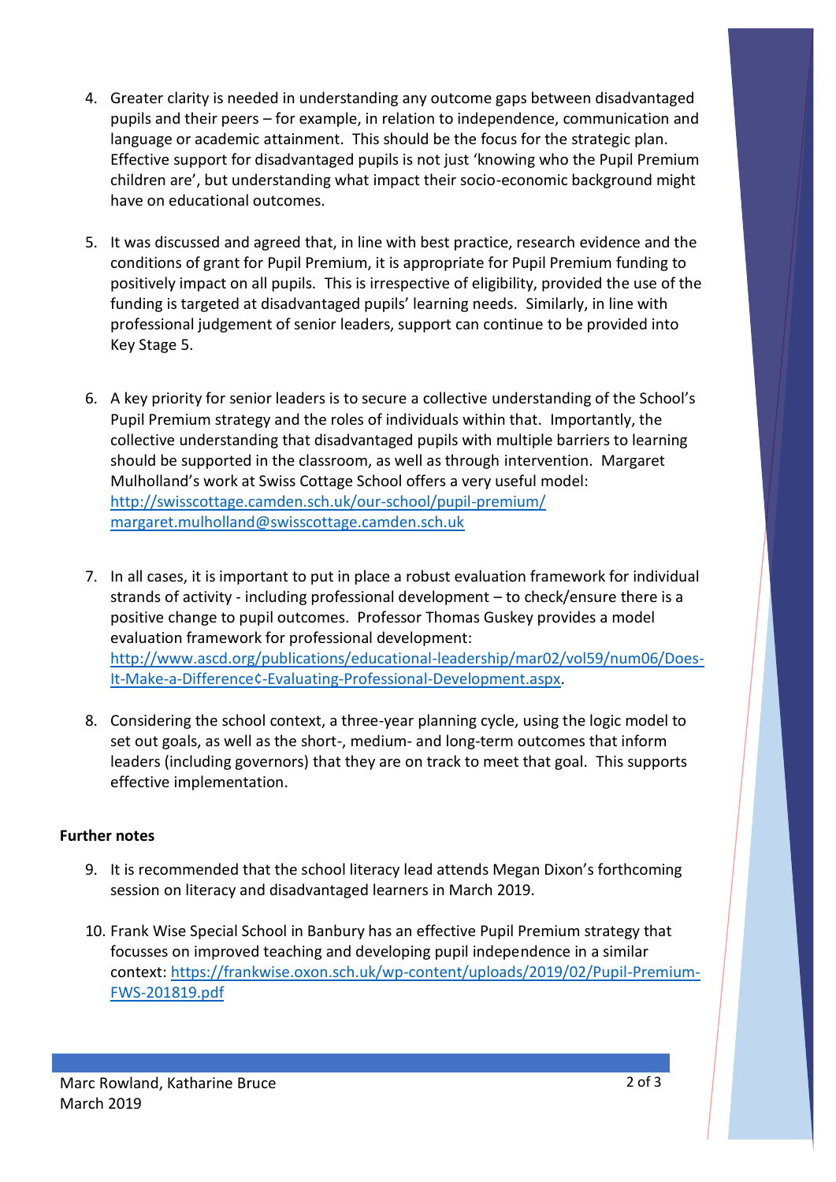4. Greater clarity is needed in understanding any outcome gaps between disadvantaged pupils and their peers – for example, in relation to independence, communication and language or academic attainment. This should be the focus for the strategic plan. Effective support for disadvantaged pupils is not just 'knowing who the Pupil Premium children are', but understanding what impact their socio-economic background might have on educational outcomes.

5. It was discussed and agreed that, in line with best practice, research evidence and the conditions of grant for Pupil Premium, it is appropriate for Pupil Premium funding to positively impact on all pupils. This is irrespective of eligibility, provided the use of the funding is targeted at disadvantaged pupils' learning needs. Similarly, in line with professional judgement of senior leaders, support can continue to be provided into Key Stage 5.

6. A key priority for senior leaders is to secure a collective understanding of the School's Pupil Premium strategy and the roles of individuals within that. Importantly, the collective understanding that disadvantaged pupils with multiple barriers to learning should be supported in the classroom, as well as through intervention. Margaret Mulholland's work at Swiss Cottage School offers a very useful model: http://swisscottage.camden.sch.uk/our-school/pupil-premium/ margaret.mulholland@swisscottage.camden.sch.uk

7. In all cases, it is important to put in place a robust evaluation framework for individual strands of activity - including professional development – to check/ensure there is a positive change to pupil outcomes. Professor Thomas Guskey provides a model evaluation framework for professional development: http://www.ascd.org/publications/educational-leadership/mar02/vol59/num06/Does-It-Make-a-Difference¢-Evaluating-Professional-Development.aspx.

8. Considering the school context, a three-year planning cycle, using the logic model to set out goals, as well as the short-, medium- and long-term outcomes that inform leaders (including governors) that they are on track to meet that goal. This supports effective implementation.

**Further notes**

9. It is recommended that the school literacy lead attends Megan Dixon's forthcoming session on literacy and disadvantaged learners in March 2019.

10. Frank Wise Special School in Banbury has an effective Pupil Premium strategy that focusses on improved teaching and developing pupil independence in a similar context: https://frankwise.oxon.sch.uk/wp-content/uploads/2019/02/Pupil-Premium-FWS-201819.pdf

Marc Rowland, Katharine Bruce
March 2019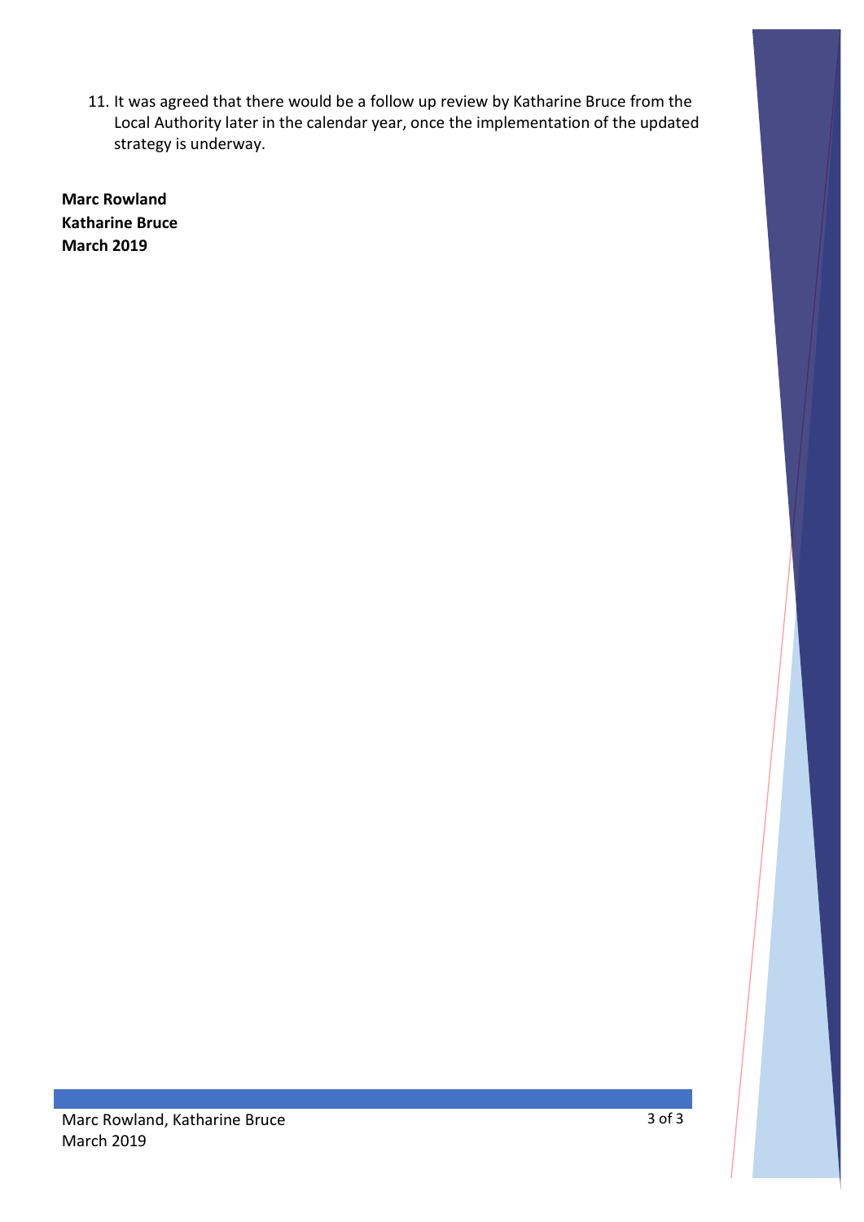11. It was agreed that there would be a follow up review by Katharine Bruce from the Local Authority later in the calendar year, once the implementation of the updated strategy is underway.

**Marc Rowland**
**Katharine Bruce**
**March 2019**